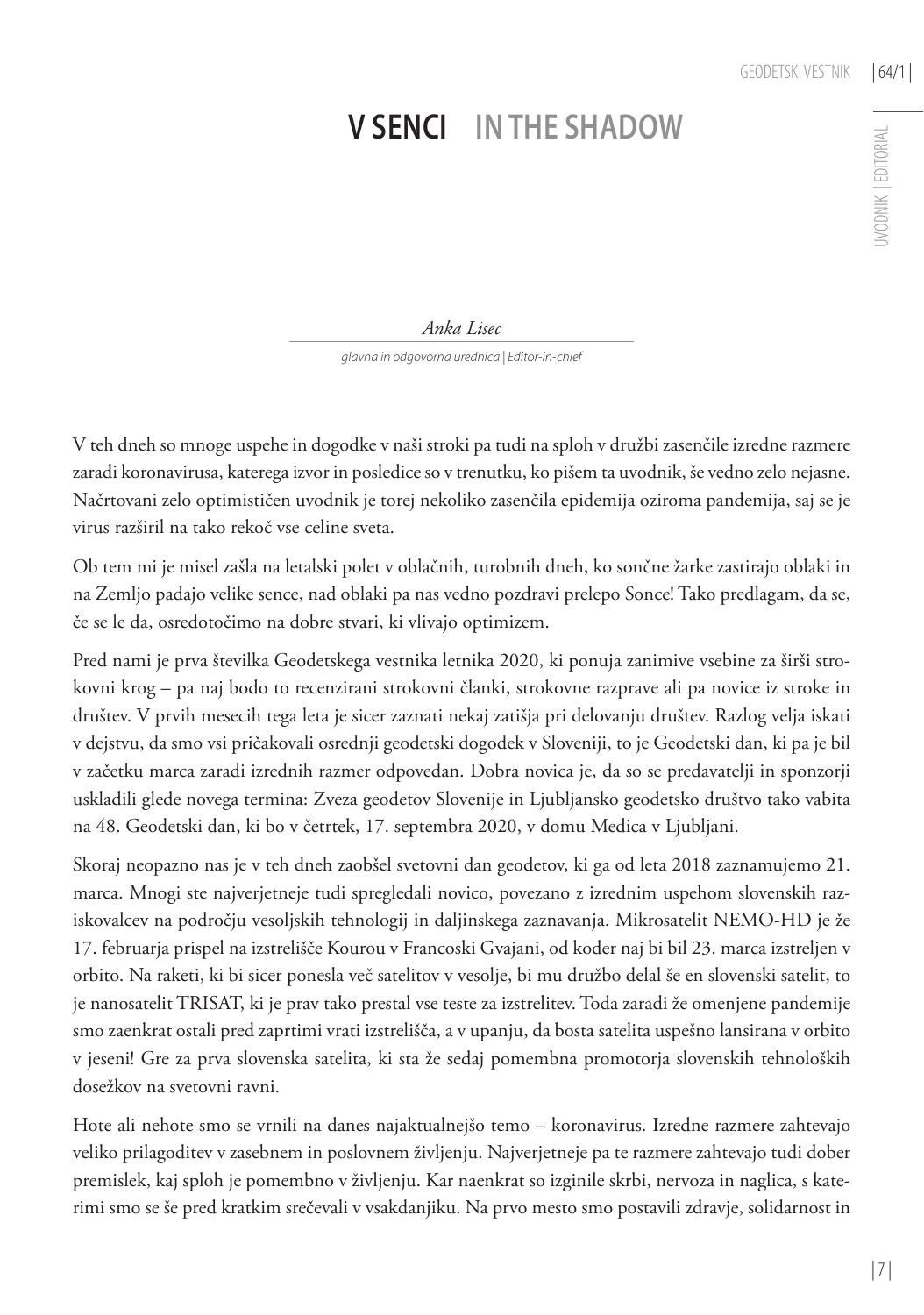# V SENCI IN THE SHADOW

*Anka Lisec*

*glavna in odgovorna urednica | Editor-in-chief*

V teh dneh so mnoge uspehe in dogodke v naši stroki pa tudi na sploh v družbi zasenčile izredne razmere zaradi koronavirusa, katerega izvor in posledice so v trenutku, ko pišem ta uvodnik, še vedno zelo nejasne. Načrtovani zelo optimističen uvodnik je torej nekoliko zasenčila epidemija oziroma pandemija, saj se je virus razširil na tako rekoč vse celine sveta.

Ob tem mi je misel zašla na letalski polet v oblačnih, turobnih dneh, ko sončne žarke zastirajo oblaki in na Zemljo padajo velike sence, nad oblaki pa nas vedno pozdravi prelepo Sonce! Tako predlagam, da se, če se le da, osredotočimo na dobre stvari, ki vlivajo optimizem.

Pred nami je prva številka Geodetskega vestnika letnika 2020, ki ponuja zanimive vsebine za širši strokovni krog – pa naj bodo to recenzirani strokovni članki, strokovne razprave ali pa novice iz stroke in društev. V prvih mesecih tega leta je sicer zaznati nekaj zatišja pri delovanju društev. Razlog velja iskati v dejstvu, da smo vsi pričakovali osrednji geodetski dogodek v Sloveniji, to je Geodetski dan, ki pa je bil v začetku marca zaradi izrednih razmer odpovedan. Dobra novica je, da so se predavatelji in sponzorji uskladili glede novega termina: Zveza geodetov Slovenije in Ljubljansko geodetsko društvo tako vabita na 48. Geodetski dan, ki bo v četrtek, 17. septembra 2020, v domu Medica v Ljubljani.

Skoraj neopazno nas je v teh dneh zaobšel svetovni dan geodetov, ki ga od leta 2018 zaznamujemo 21. marca. Mnogi ste najverjetneje tudi spregledali novico, povezano z izrednim uspehom slovenskih raziskovalcev na področju vesoljskih tehnologij in daljinskega zaznavanja. Mikrosatelit NEMO-HD je že 17. februarja prispel na izstrelišče Kourou v Francoski Gvajani, od koder naj bi bil 23. marca izstreljen v orbito. Na raketi, ki bi sicer ponesla več satelitov v vesolje, bi mu družbo delal še en slovenski satelit, to je nanosatelit TRISAT, ki je prav tako prestal vse teste za izstrelitev. Toda zaradi že omenjene pandemije smo zaenkrat ostali pred zaprtimi vrati izstrelišča, a v upanju, da bosta satelita uspešno lansirana v orbito v jeseni! Gre za prva slovenska satelita, ki sta že sedaj pomembna promotorja slovenskih tehnoloških dosežkov na svetovni ravni.

Hote ali nehote smo se vrnili na danes najaktualnejšo temo – koronavirus. Izredne razmere zahtevajo veliko prilagoditev v zasebnem in poslovnem življenju. Najverjetneje pa te razmere zahtevajo tudi dober premislek, kaj sploh je pomembno v življenju. Kar naenkrat so izginile skrbi, nervoza in naglica, s katerimi smo se še pred kratkim srečevali v vsakdanjiku. Na prvo mesto smo postavili zdravje, solidarnost in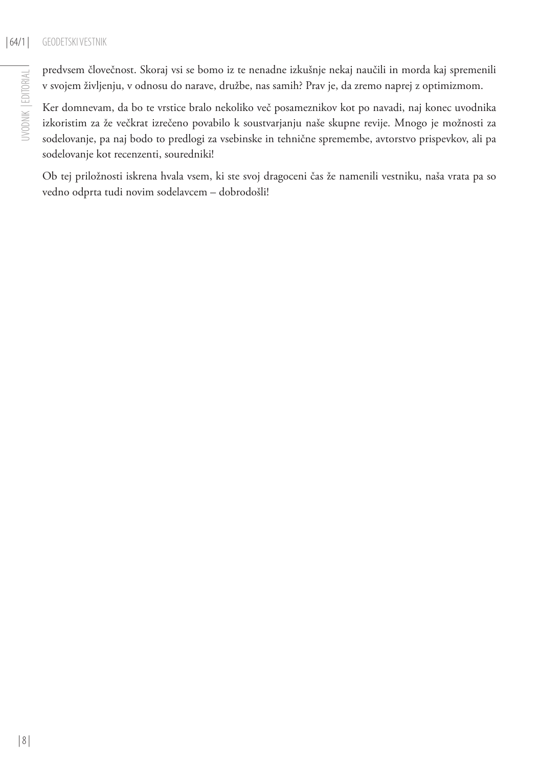predvsem človečnost. Skoraj vsi se bomo iz te nenadne izkušnje nekaj naučili in morda kaj spremenili v svojem življenju, v odnosu do narave, družbe, nas samih? Prav je, da zremo naprej z optimizmom.

Ker domnevam, da bo te vrstice bralo nekoliko več posameznikov kot po navadi, naj konec uvodnika izkoristim za že večkrat izrečeno povabilo k soustvarjanju naše skupne revije. Mnogo je možnosti za sodelovanje, pa naj bodo to predlogi za vsebinske in tehnične spremembe, avtorstvo prispevkov, ali pa sodelovanje kot recenzenti, sourednik!

Ob tej priložnosti iskrena hvala vsem, ki ste svoj dragoceni čas že namenili vestniku, naša vrata pa so vedno odprta tudi novim sodelavcem – dobrodošli!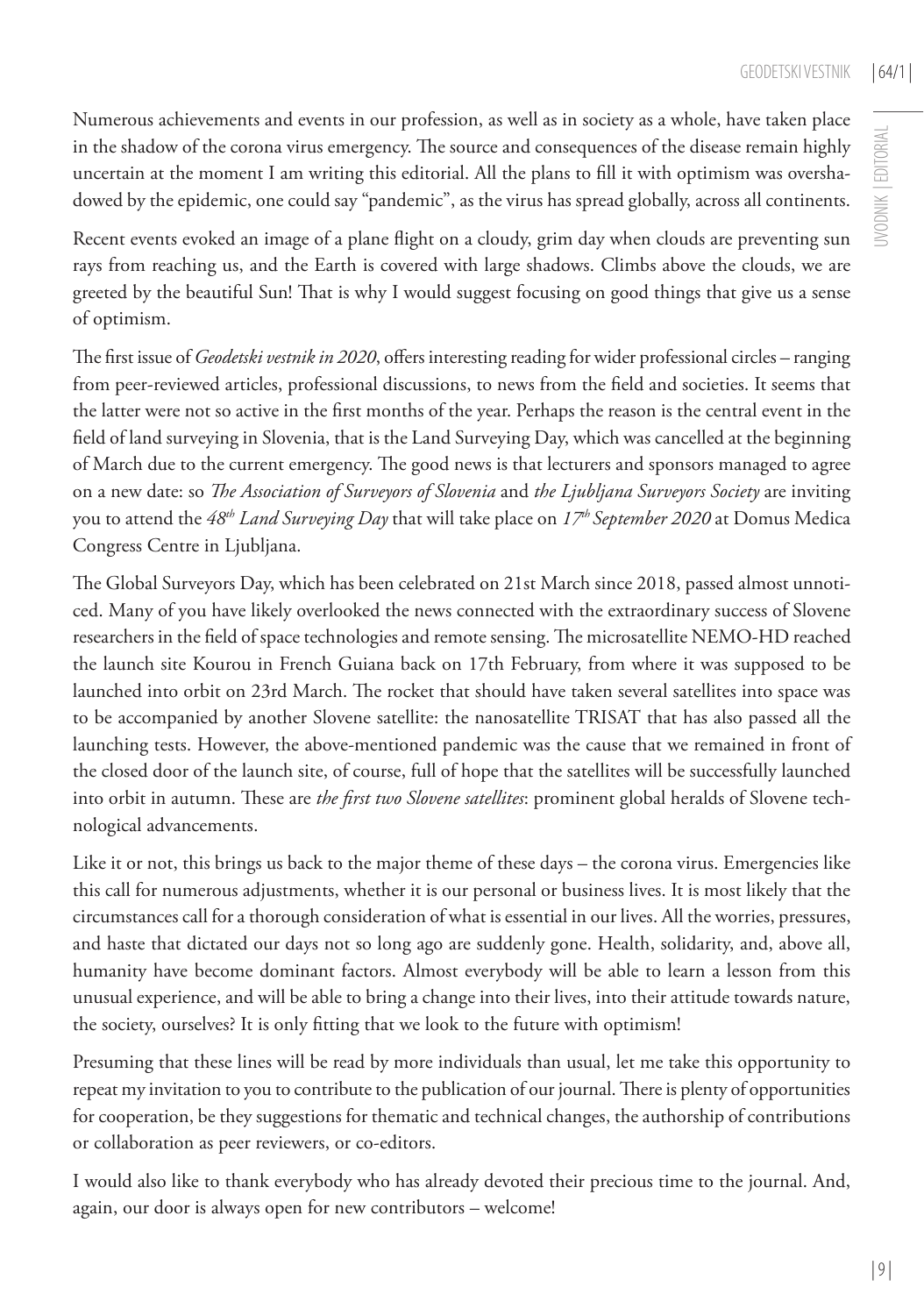Numerous achievements and events in our profession, as well as in society as a whole, have taken place in the shadow of the corona virus emergency. The source and consequences of the disease remain highly uncertain at the moment I am writing this editorial. All the plans to fill it with optimism was overshadowed by the epidemic, one could say "pandemic", as the virus has spread globally, across all continents.

Recent events evoked an image of a plane flight on a cloudy, grim day when clouds are preventing sun rays from reaching us, and the Earth is covered with large shadows. Climbs above the clouds, we are greeted by the beautiful Sun! That is why I would suggest focusing on good things that give us a sense of optimism.

The first issue of *Geodetski vestnik in 2020*, offers interesting reading for wider professional circles – ranging from peer-reviewed articles, professional discussions, to news from the field and societies. It seems that the latter were not so active in the first months of the year. Perhaps the reason is the central event in the field of land surveying in Slovenia, that is the Land Surveying Day, which was cancelled at the beginning of March due to the current emergency. The good news is that lecturers and sponsors managed to agree on a new date: so *The Association of Surveyors of Slovenia* and *the Ljubljana Surveyors Society* are inviting you to attend the *48th Land Surveying Day* that will take place on *17th September 2020* at Domus Medica Congress Centre in Ljubljana.

The Global Surveyors Day, which has been celebrated on 21st March since 2018, passed almost unnoticed. Many of you have likely overlooked the news connected with the extraordinary success of Slovene researchers in the field of space technologies and remote sensing. The microsatellite NEMO-HD reached the launch site Kourou in French Guiana back on 17th February, from where it was supposed to be launched into orbit on 23rd March. The rocket that should have taken several satellites into space was to be accompanied by another Slovene satellite: the nanosatellite TRISAT that has also passed all the launching tests. However, the above-mentioned pandemic was the cause that we remained in front of the closed door of the launch site, of course, full of hope that the satellites will be successfully launched into orbit in autumn. These are *the first two Slovene satellites*: prominent global heralds of Slovene technological advancements.

Like it or not, this brings us back to the major theme of these days – the corona virus. Emergencies like this call for numerous adjustments, whether it is our personal or business lives. It is most likely that the circumstances call for a thorough consideration of what is essential in our lives. All the worries, pressures, and haste that dictated our days not so long ago are suddenly gone. Health, solidarity, and, above all, humanity have become dominant factors. Almost everybody will be able to learn a lesson from this unusual experience, and will be able to bring a change into their lives, into their attitude towards nature, the society, ourselves? It is only fitting that we look to the future with optimism!

Presuming that these lines will be read by more individuals than usual, let me take this opportunity to repeat my invitation to you to contribute to the publication of our journal. There is plenty of opportunities for cooperation, be they suggestions for thematic and technical changes, the authorship of contributions or collaboration as peer reviewers, or co-editors.

I would also like to thank everybody who has already devoted their precious time to the journal. And, again, our door is always open for new contributors – welcome!